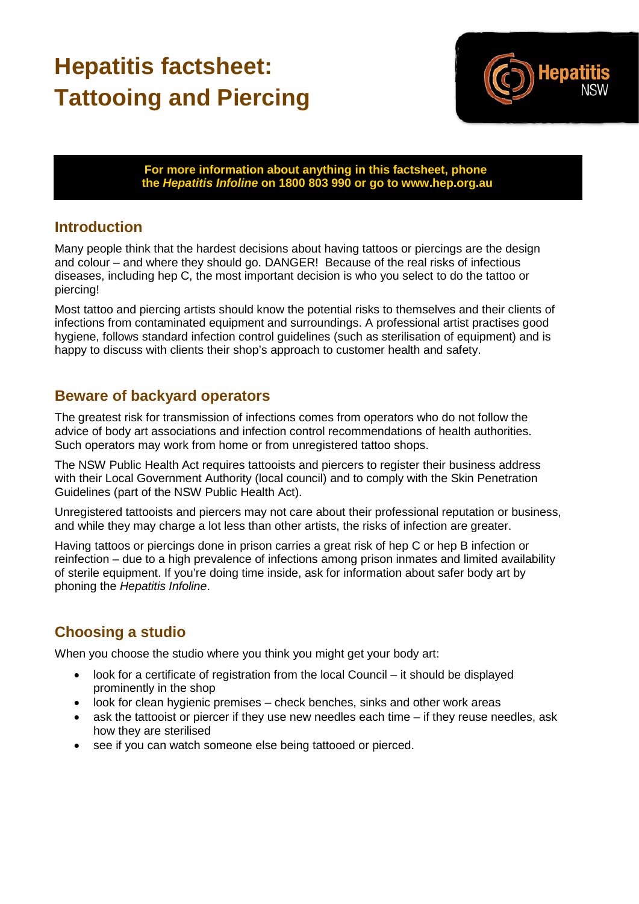# Hepatitis factsheet: Tattooing and Piercing

Hepatitis NSW

**For more information about anything in this factsheet, phone the *Hepatitis Infoline* on 1800 803 990 or go to www.hep.org.au**

## Introduction

Many people think that the hardest decisions about having tattoos or piercings are the design and colour – and where they should go. DANGER! Because of the real risks of infectious diseases, including hep C, the most important decision is who you select to do the tattoo or piercing!

Most tattoo and piercing artists should know the potential risks to themselves and their clients of infections from contaminated equipment and surroundings. A professional artist practises good hygiene, follows standard infection control guidelines (such as sterilisation of equipment) and is happy to discuss with clients their shop's approach to customer health and safety.

## Beware of backyard operators

The greatest risk for transmission of infections comes from operators who do not follow the advice of body art associations and infection control recommendations of health authorities. Such operators may work from home or from unregistered tattoo shops.

The NSW Public Health Act requires tattooists and piercers to register their business address with their Local Government Authority (local council) and to comply with the Skin Penetration Guidelines (part of the NSW Public Health Act).

Unregistered tattooists and piercers may not care about their professional reputation or business, and while they may charge a lot less than other artists, the risks of infection are greater.

Having tattoos or piercings done in prison carries a great risk of hep C or hep B infection or reinfection – due to a high prevalence of infections among prison inmates and limited availability of sterile equipment. If you're doing time inside, ask for information about safer body art by phoning the *Hepatitis Infoline*.

## Choosing a studio

When you choose the studio where you think you might get your body art:

- look for a certificate of registration from the local Council – it should be displayed prominently in the shop
- look for clean hygienic premises – check benches, sinks and other work areas
- ask the tattooist or piercer if they use new needles each time – if they reuse needles, ask how they are sterilised
- see if you can watch someone else being tattooed or pierced.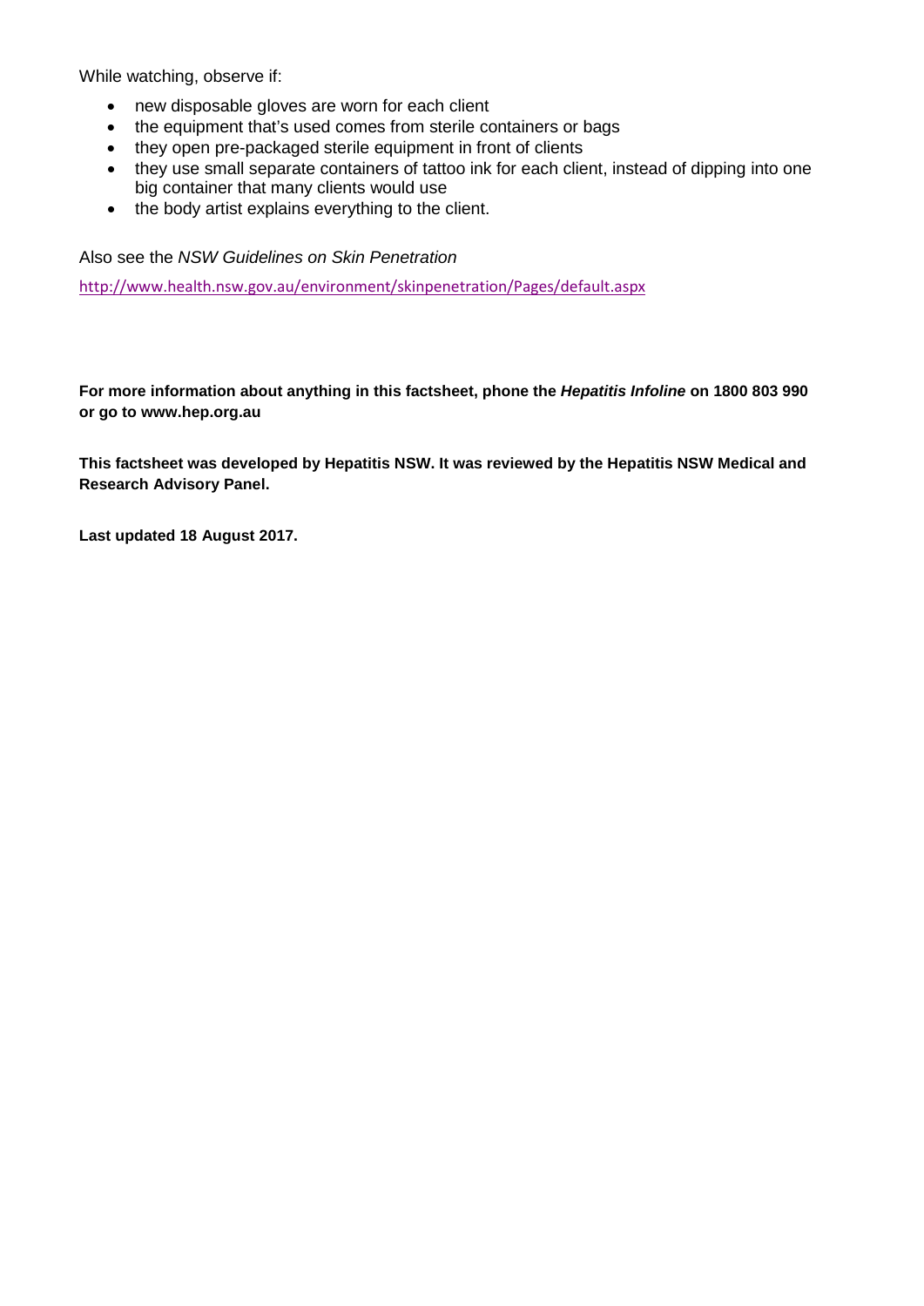While watching, observe if:

- new disposable gloves are worn for each client
- the equipment that's used comes from sterile containers or bags
- they open pre-packaged sterile equipment in front of clients
- they use small separate containers of tattoo ink for each client, instead of dipping into one big container that many clients would use
- the body artist explains everything to the client.

Also see the *NSW Guidelines on Skin Penetration*

http://www.health.nsw.gov.au/environment/skinpenetration/Pages/default.aspx

**For more information about anything in this factsheet, phone the *Hepatitis Infoline* on 1800 803 990 or go to www.hep.org.au**

**This factsheet was developed by Hepatitis NSW. It was reviewed by the Hepatitis NSW Medical and Research Advisory Panel.**

**Last updated 18 August 2017.**